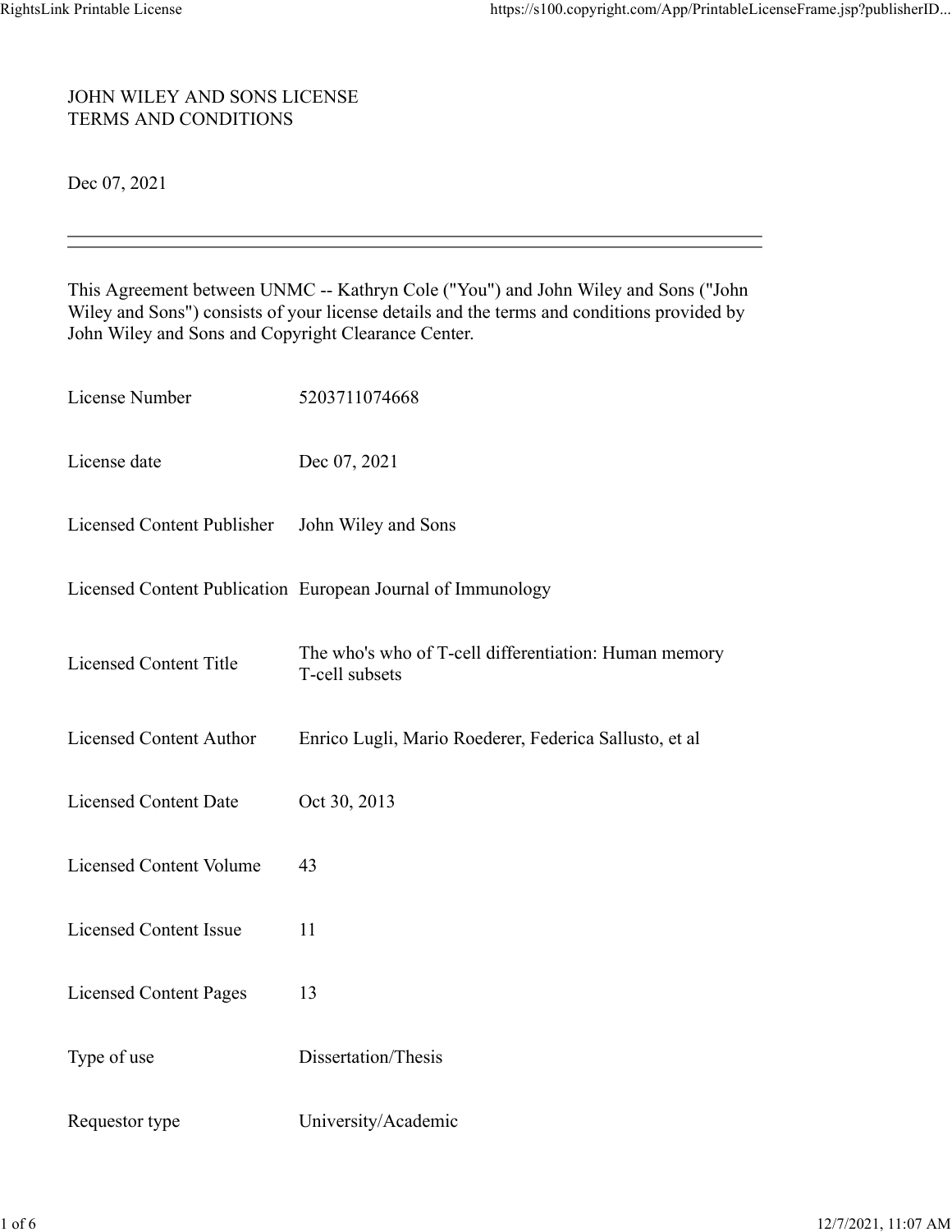# JOHN WILEY AND SONS LICENSE
# TERMS AND CONDITIONS

Dec 07, 2021

---

This Agreement between UNMC -- Kathryn Cole ("You") and John Wiley and Sons ("John Wiley and Sons") consists of your license details and the terms and conditions provided by John Wiley and Sons and Copyright Clearance Center.

| | |
|---|---|
| License Number | 5203711074668 |
| License date | Dec 07, 2021 |
| Licensed Content Publisher | John Wiley and Sons |
| Licensed Content Publication | European Journal of Immunology |
| Licensed Content Title | The who's who of T-cell differentiation: Human memory T-cell subsets |
| Licensed Content Author | Enrico Lugli, Mario Roederer, Federica Sallusto, et al |
| Licensed Content Date | Oct 30, 2013 |
| Licensed Content Volume | 43 |
| Licensed Content Issue | 11 |
| Licensed Content Pages | 13 |
| Type of use | Dissertation/Thesis |
| Requestor type | University/Academic |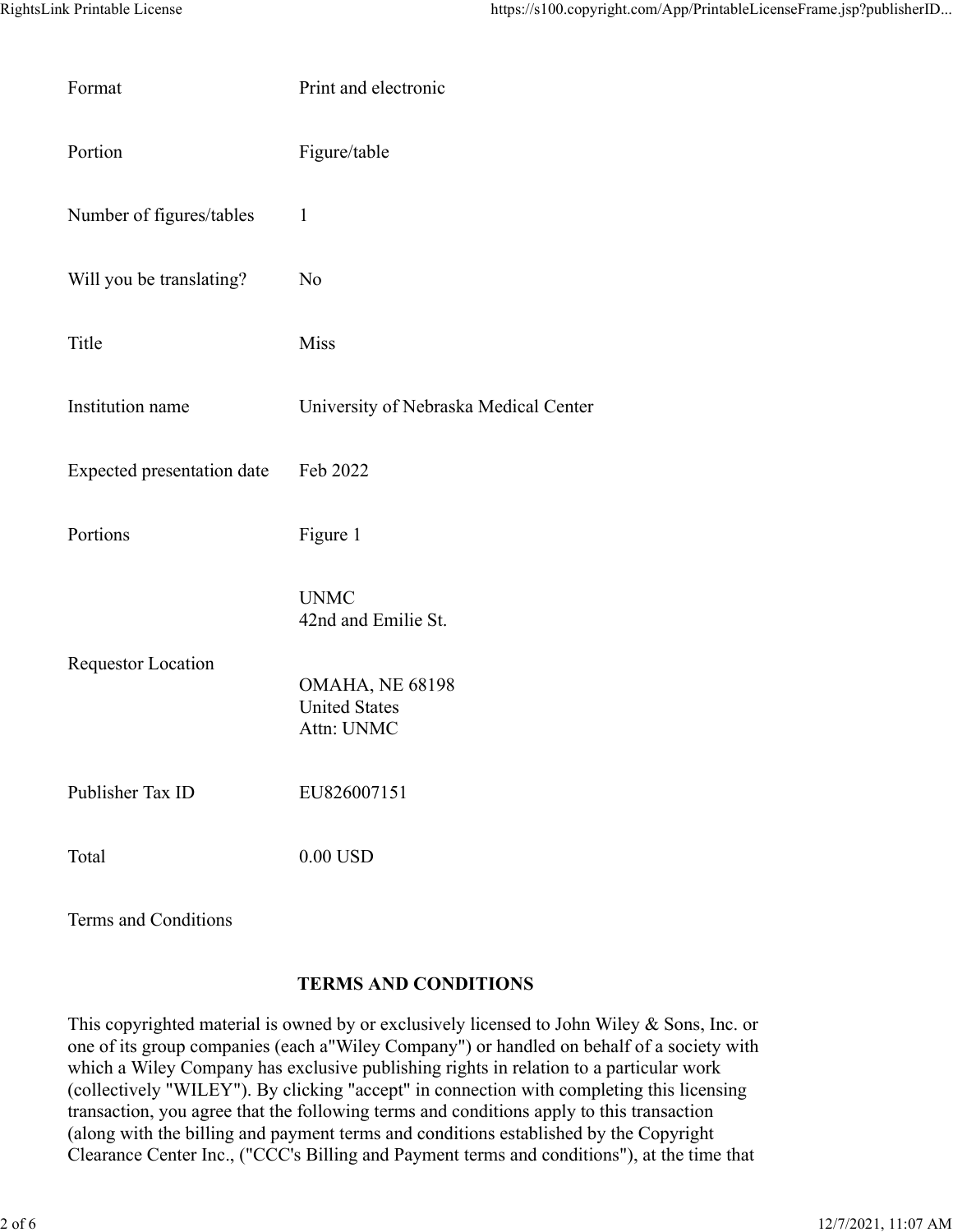| | |
|---|---|
| Format | Print and electronic |
| Portion | Figure/table |
| Number of figures/tables | 1 |
| Will you be translating? | No |
| Title | Miss |
| Institution name | University of Nebraska Medical Center |
| Expected presentation date | Feb 2022 |
| Portions | Figure 1 |
| Requestor Location | UNMC<br>42nd and Emilie St.<br><br>OMAHA, NE 68198<br>United States<br>Attn: UNMC |
| Publisher Tax ID | EU826007151 |
| Total | 0.00 USD |

Terms and Conditions

## TERMS AND CONDITIONS

This copyrighted material is owned by or exclusively licensed to John Wiley & Sons, Inc. or one of its group companies (each a"Wiley Company") or handled on behalf of a society with which a Wiley Company has exclusive publishing rights in relation to a particular work (collectively "WILEY"). By clicking "accept" in connection with completing this licensing transaction, you agree that the following terms and conditions apply to this transaction (along with the billing and payment terms and conditions established by the Copyright Clearance Center Inc., ("CCC's Billing and Payment terms and conditions"), at the time that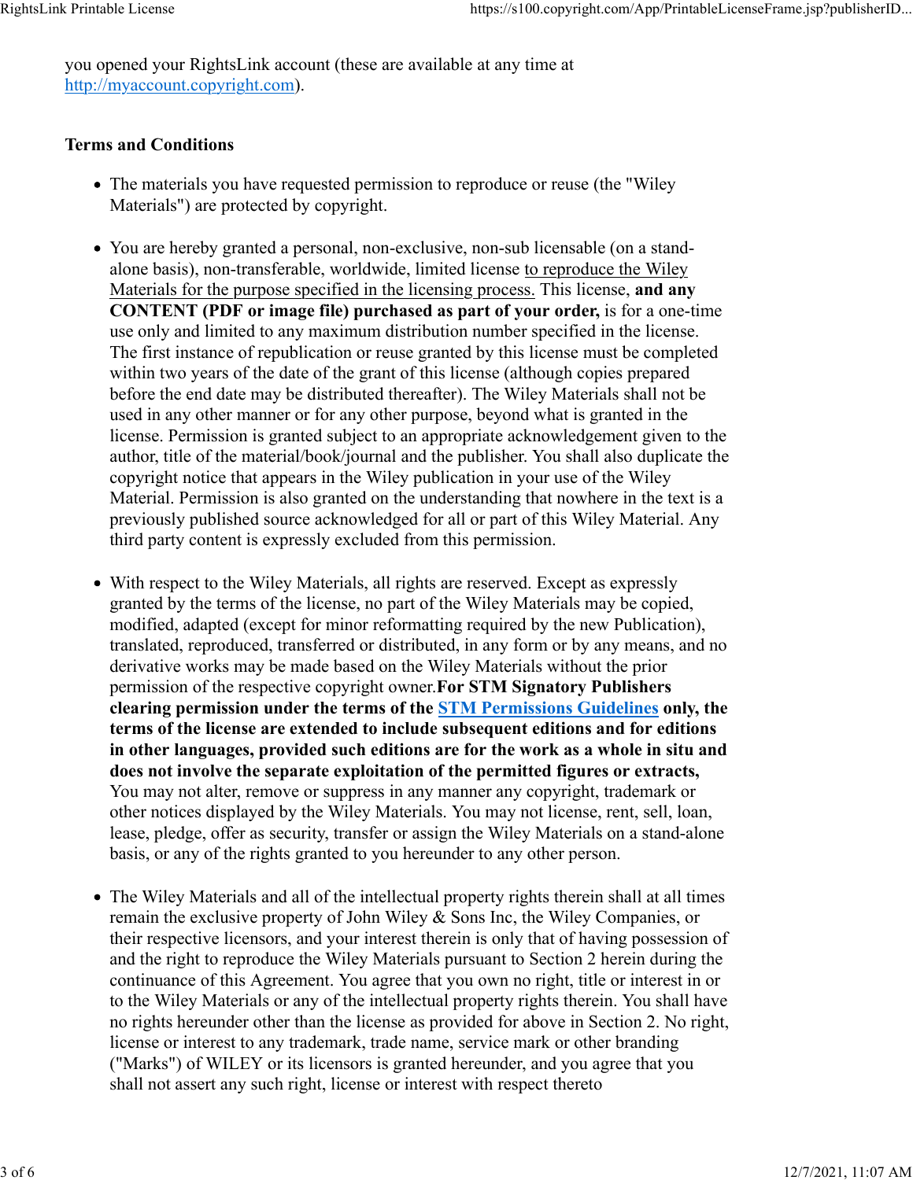you opened your RightsLink account (these are available at any time at http://myaccount.copyright.com).

## Terms and Conditions

- The materials you have requested permission to reproduce or reuse (the "Wiley Materials") are protected by copyright.

- You are hereby granted a personal, non-exclusive, non-sub licensable (on a stand-alone basis), non-transferable, worldwide, limited license to reproduce the Wiley Materials for the purpose specified in the licensing process. This license, **and any CONTENT (PDF or image file) purchased as part of your order,** is for a one-time use only and limited to any maximum distribution number specified in the license. The first instance of republication or reuse granted by this license must be completed within two years of the date of the grant of this license (although copies prepared before the end date may be distributed thereafter). The Wiley Materials shall not be used in any other manner or for any other purpose, beyond what is granted in the license. Permission is granted subject to an appropriate acknowledgement given to the author, title of the material/book/journal and the publisher. You shall also duplicate the copyright notice that appears in the Wiley publication in your use of the Wiley Material. Permission is also granted on the understanding that nowhere in the text is a previously published source acknowledged for all or part of this Wiley Material. Any third party content is expressly excluded from this permission.

- With respect to the Wiley Materials, all rights are reserved. Except as expressly granted by the terms of the license, no part of the Wiley Materials may be copied, modified, adapted (except for minor reformatting required by the new Publication), translated, reproduced, transferred or distributed, in any form or by any means, and no derivative works may be made based on the Wiley Materials without the prior permission of the respective copyright owner.**For STM Signatory Publishers clearing permission under the terms of the STM Permissions Guidelines only, the terms of the license are extended to include subsequent editions and for editions in other languages, provided such editions are for the work as a whole in situ and does not involve the separate exploitation of the permitted figures or extracts,** You may not alter, remove or suppress in any manner any copyright, trademark or other notices displayed by the Wiley Materials. You may not license, rent, sell, loan, lease, pledge, offer as security, transfer or assign the Wiley Materials on a stand-alone basis, or any of the rights granted to you hereunder to any other person.

- The Wiley Materials and all of the intellectual property rights therein shall at all times remain the exclusive property of John Wiley & Sons Inc, the Wiley Companies, or their respective licensors, and your interest therein is only that of having possession of and the right to reproduce the Wiley Materials pursuant to Section 2 herein during the continuance of this Agreement. You agree that you own no right, title or interest in or to the Wiley Materials or any of the intellectual property rights therein. You shall have no rights hereunder other than the license as provided for above in Section 2. No right, license or interest to any trademark, trade name, service mark or other branding ("Marks") of WILEY or its licensors is granted hereunder, and you agree that you shall not assert any such right, license or interest with respect thereto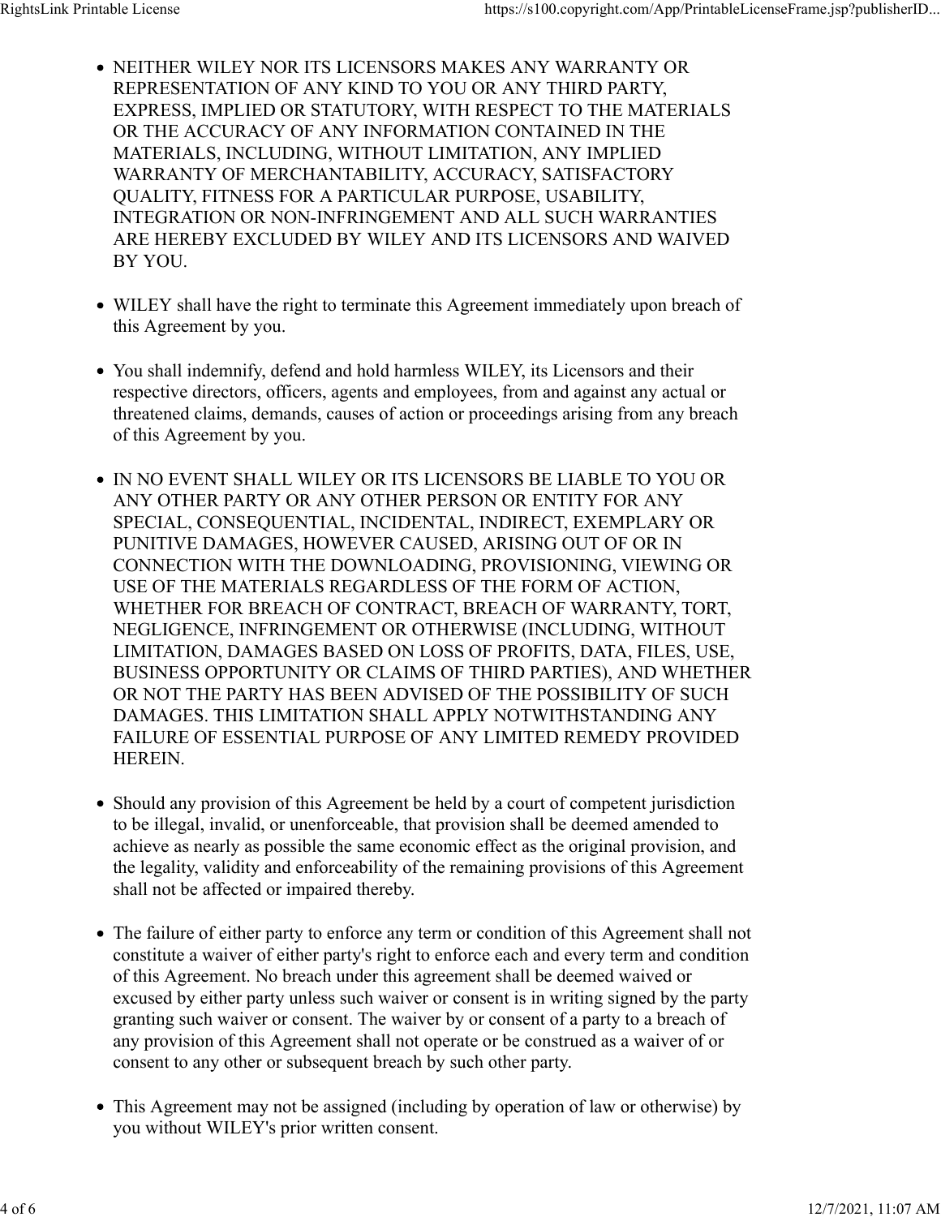- NEITHER WILEY NOR ITS LICENSORS MAKES ANY WARRANTY OR REPRESENTATION OF ANY KIND TO YOU OR ANY THIRD PARTY, EXPRESS, IMPLIED OR STATUTORY, WITH RESPECT TO THE MATERIALS OR THE ACCURACY OF ANY INFORMATION CONTAINED IN THE MATERIALS, INCLUDING, WITHOUT LIMITATION, ANY IMPLIED WARRANTY OF MERCHANTABILITY, ACCURACY, SATISFACTORY QUALITY, FITNESS FOR A PARTICULAR PURPOSE, USABILITY, INTEGRATION OR NON-INFRINGEMENT AND ALL SUCH WARRANTIES ARE HEREBY EXCLUDED BY WILEY AND ITS LICENSORS AND WAIVED BY YOU.

- WILEY shall have the right to terminate this Agreement immediately upon breach of this Agreement by you.

- You shall indemnify, defend and hold harmless WILEY, its Licensors and their respective directors, officers, agents and employees, from and against any actual or threatened claims, demands, causes of action or proceedings arising from any breach of this Agreement by you.

- IN NO EVENT SHALL WILEY OR ITS LICENSORS BE LIABLE TO YOU OR ANY OTHER PARTY OR ANY OTHER PERSON OR ENTITY FOR ANY SPECIAL, CONSEQUENTIAL, INCIDENTAL, INDIRECT, EXEMPLARY OR PUNITIVE DAMAGES, HOWEVER CAUSED, ARISING OUT OF OR IN CONNECTION WITH THE DOWNLOADING, PROVISIONING, VIEWING OR USE OF THE MATERIALS REGARDLESS OF THE FORM OF ACTION, WHETHER FOR BREACH OF CONTRACT, BREACH OF WARRANTY, TORT, NEGLIGENCE, INFRINGEMENT OR OTHERWISE (INCLUDING, WITHOUT LIMITATION, DAMAGES BASED ON LOSS OF PROFITS, DATA, FILES, USE, BUSINESS OPPORTUNITY OR CLAIMS OF THIRD PARTIES), AND WHETHER OR NOT THE PARTY HAS BEEN ADVISED OF THE POSSIBILITY OF SUCH DAMAGES. THIS LIMITATION SHALL APPLY NOTWITHSTANDING ANY FAILURE OF ESSENTIAL PURPOSE OF ANY LIMITED REMEDY PROVIDED HEREIN.

- Should any provision of this Agreement be held by a court of competent jurisdiction to be illegal, invalid, or unenforceable, that provision shall be deemed amended to achieve as nearly as possible the same economic effect as the original provision, and the legality, validity and enforceability of the remaining provisions of this Agreement shall not be affected or impaired thereby.

- The failure of either party to enforce any term or condition of this Agreement shall not constitute a waiver of either party's right to enforce each and every term and condition of this Agreement. No breach under this agreement shall be deemed waived or excused by either party unless such waiver or consent is in writing signed by the party granting such waiver or consent. The waiver by or consent of a party to a breach of any provision of this Agreement shall not operate or be construed as a waiver of or consent to any other or subsequent breach by such other party.

- This Agreement may not be assigned (including by operation of law or otherwise) by you without WILEY's prior written consent.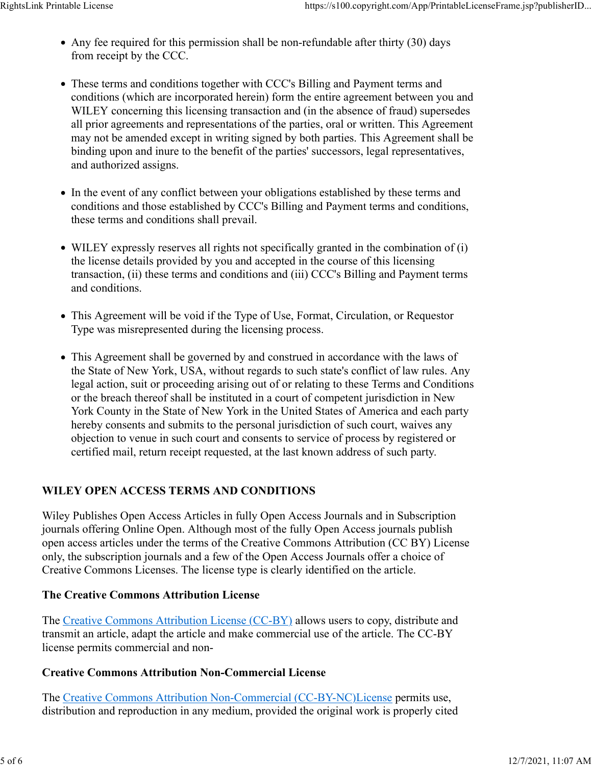- Any fee required for this permission shall be non-refundable after thirty (30) days from receipt by the CCC.

- These terms and conditions together with CCC's Billing and Payment terms and conditions (which are incorporated herein) form the entire agreement between you and WILEY concerning this licensing transaction and (in the absence of fraud) supersedes all prior agreements and representations of the parties, oral or written. This Agreement may not be amended except in writing signed by both parties. This Agreement shall be binding upon and inure to the benefit of the parties' successors, legal representatives, and authorized assigns.

- In the event of any conflict between your obligations established by these terms and conditions and those established by CCC's Billing and Payment terms and conditions, these terms and conditions shall prevail.

- WILEY expressly reserves all rights not specifically granted in the combination of (i) the license details provided by you and accepted in the course of this licensing transaction, (ii) these terms and conditions and (iii) CCC's Billing and Payment terms and conditions.

- This Agreement will be void if the Type of Use, Format, Circulation, or Requestor Type was misrepresented during the licensing process.

- This Agreement shall be governed by and construed in accordance with the laws of the State of New York, USA, without regards to such state's conflict of law rules. Any legal action, suit or proceeding arising out of or relating to these Terms and Conditions or the breach thereof shall be instituted in a court of competent jurisdiction in New York County in the State of New York in the United States of America and each party hereby consents and submits to the personal jurisdiction of such court, waives any objection to venue in such court and consents to service of process by registered or certified mail, return receipt requested, at the last known address of such party.

## WILEY OPEN ACCESS TERMS AND CONDITIONS

Wiley Publishes Open Access Articles in fully Open Access Journals and in Subscription journals offering Online Open. Although most of the fully Open Access journals publish open access articles under the terms of the Creative Commons Attribution (CC BY) License only, the subscription journals and a few of the Open Access Journals offer a choice of Creative Commons Licenses. The license type is clearly identified on the article.

### The Creative Commons Attribution License

The Creative Commons Attribution License (CC-BY) allows users to copy, distribute and transmit an article, adapt the article and make commercial use of the article. The CC-BY license permits commercial and non-

### Creative Commons Attribution Non-Commercial License

The Creative Commons Attribution Non-Commercial (CC-BY-NC)License permits use, distribution and reproduction in any medium, provided the original work is properly cited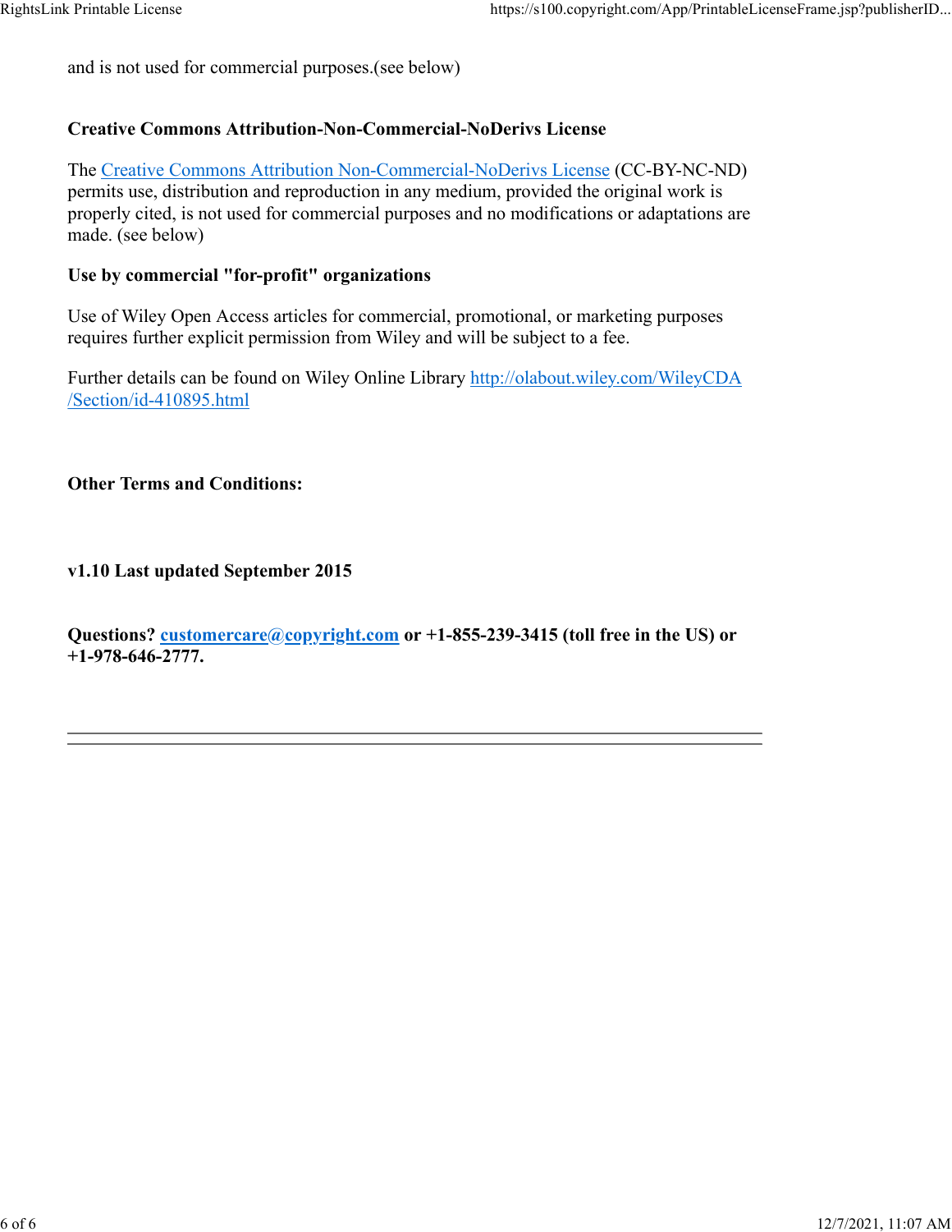and is not used for commercial purposes.(see below)

**Creative Commons Attribution-Non-Commercial-NoDerivs License**

The Creative Commons Attribution Non-Commercial-NoDerivs License (CC-BY-NC-ND) permits use, distribution and reproduction in any medium, provided the original work is properly cited, is not used for commercial purposes and no modifications or adaptations are made. (see below)

**Use by commercial "for-profit" organizations**

Use of Wiley Open Access articles for commercial, promotional, or marketing purposes requires further explicit permission from Wiley and will be subject to a fee.

Further details can be found on Wiley Online Library http://olabout.wiley.com/WileyCDA/Section/id-410895.html

**Other Terms and Conditions:**

**v1.10 Last updated September 2015**

**Questions? customercare@copyright.com or +1-855-239-3415 (toll free in the US) or +1-978-646-2777.**